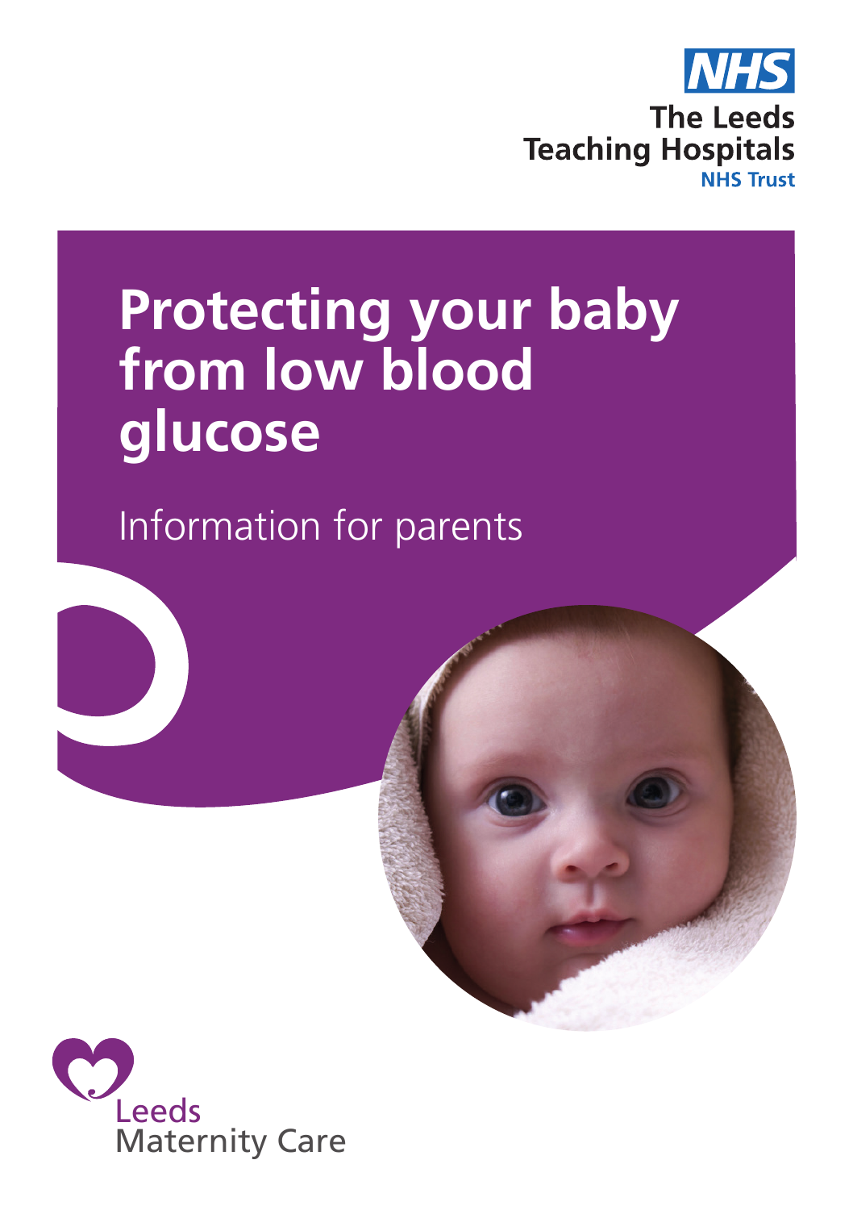NHS

The Leeds Teaching Hospitals NHS Trust

# Protecting your baby from low blood glucose

Information for parents

Leeds Maternity Care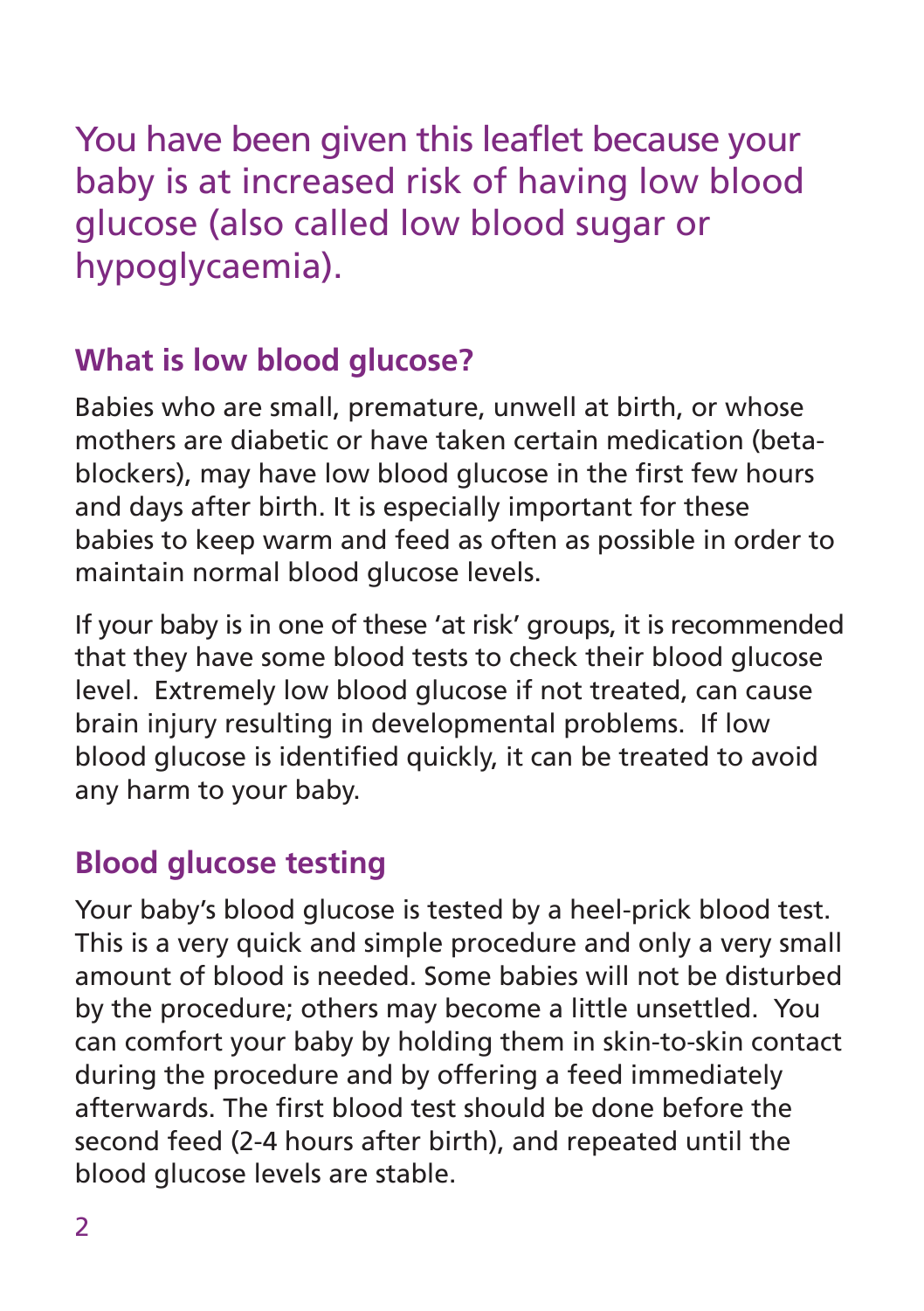You have been given this leaflet because your baby is at increased risk of having low blood glucose (also called low blood sugar or hypoglycaemia).

## What is low blood glucose?

Babies who are small, premature, unwell at birth, or whose mothers are diabetic or have taken certain medication (beta-blockers), may have low blood glucose in the first few hours and days after birth. It is especially important for these babies to keep warm and feed as often as possible in order to maintain normal blood glucose levels.

If your baby is in one of these 'at risk' groups, it is recommended that they have some blood tests to check their blood glucose level. Extremely low blood glucose if not treated, can cause brain injury resulting in developmental problems. If low blood glucose is identified quickly, it can be treated to avoid any harm to your baby.

## Blood glucose testing

Your baby's blood glucose is tested by a heel-prick blood test. This is a very quick and simple procedure and only a very small amount of blood is needed. Some babies will not be disturbed by the procedure; others may become a little unsettled. You can comfort your baby by holding them in skin-to-skin contact during the procedure and by offering a feed immediately afterwards. The first blood test should be done before the second feed (2-4 hours after birth), and repeated until the blood glucose levels are stable.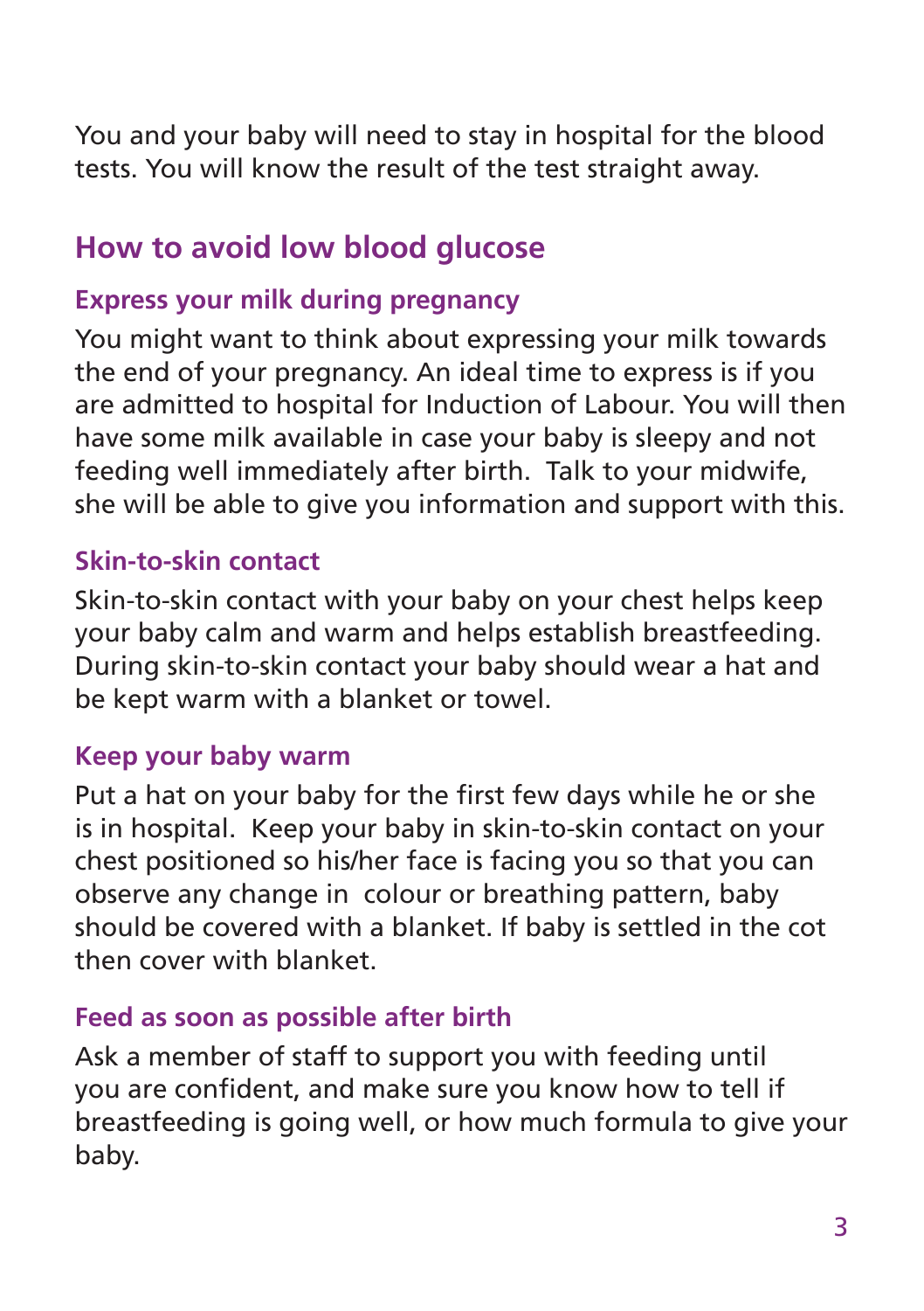You and your baby will need to stay in hospital for the blood tests. You will know the result of the test straight away.

## How to avoid low blood glucose

### Express your milk during pregnancy

You might want to think about expressing your milk towards the end of your pregnancy. An ideal time to express is if you are admitted to hospital for Induction of Labour. You will then have some milk available in case your baby is sleepy and not feeding well immediately after birth. Talk to your midwife, she will be able to give you information and support with this.

### Skin-to-skin contact

Skin-to-skin contact with your baby on your chest helps keep your baby calm and warm and helps establish breastfeeding. During skin-to-skin contact your baby should wear a hat and be kept warm with a blanket or towel.

### Keep your baby warm

Put a hat on your baby for the first few days while he or she is in hospital. Keep your baby in skin-to-skin contact on your chest positioned so his/her face is facing you so that you can observe any change in colour or breathing pattern, baby should be covered with a blanket. If baby is settled in the cot then cover with blanket.

### Feed as soon as possible after birth

Ask a member of staff to support you with feeding until you are confident, and make sure you know how to tell if breastfeeding is going well, or how much formula to give your baby.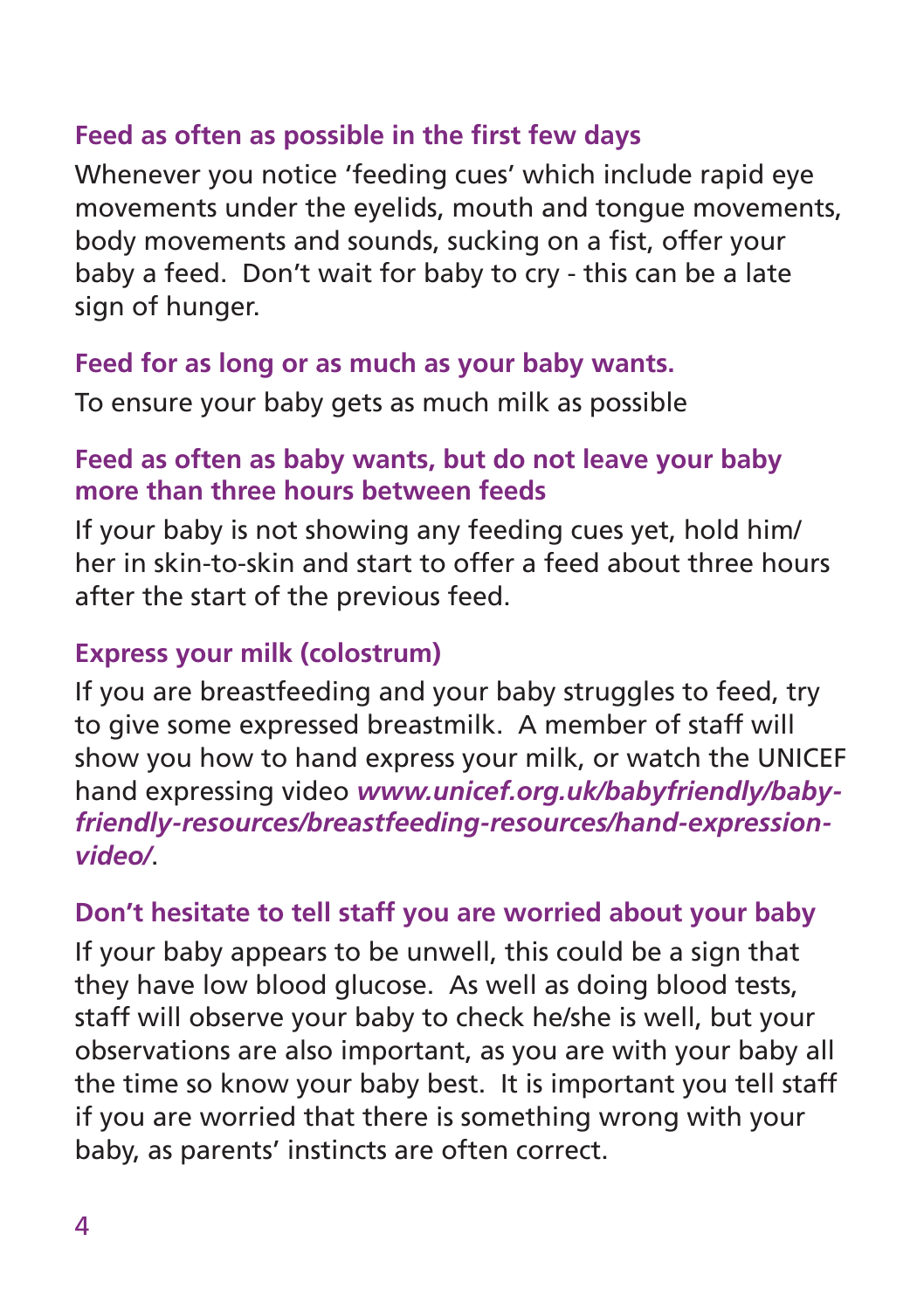### Feed as often as possible in the first few days

Whenever you notice 'feeding cues' which include rapid eye movements under the eyelids, mouth and tongue movements, body movements and sounds, sucking on a fist, offer your baby a feed. Don't wait for baby to cry - this can be a late sign of hunger.

### Feed for as long or as much as your baby wants.

To ensure your baby gets as much milk as possible

### Feed as often as baby wants, but do not leave your baby more than three hours between feeds

If your baby is not showing any feeding cues yet, hold him/her in skin-to-skin and start to offer a feed about three hours after the start of the previous feed.

### Express your milk (colostrum)

If you are breastfeeding and your baby struggles to feed, try to give some expressed breastmilk. A member of staff will show you how to hand express your milk, or watch the UNICEF hand expressing video ***www.unicef.org.uk/babyfriendly/baby-friendly-resources/breastfeeding-resources/hand-expression-video/***.

### Don't hesitate to tell staff you are worried about your baby

If your baby appears to be unwell, this could be a sign that they have low blood glucose. As well as doing blood tests, staff will observe your baby to check he/she is well, but your observations are also important, as you are with your baby all the time so know your baby best. It is important you tell staff if you are worried that there is something wrong with your baby, as parents' instincts are often correct.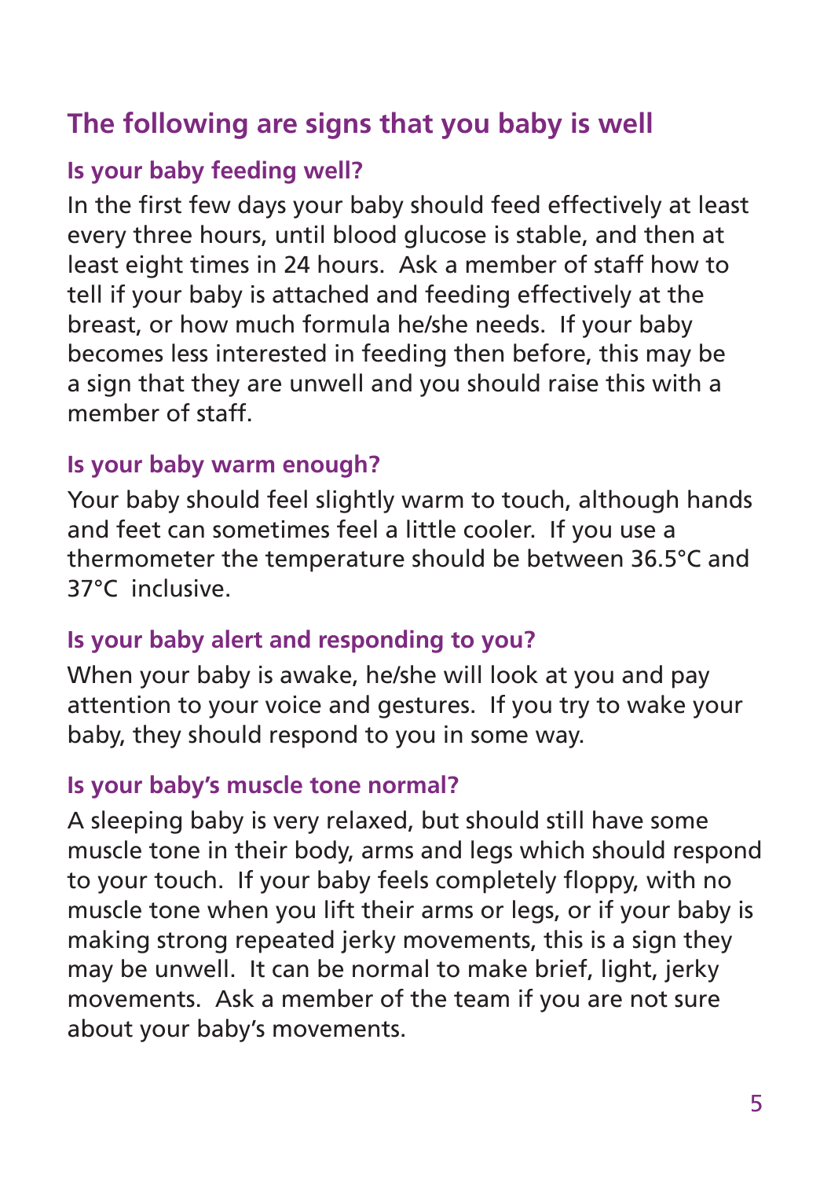## The following are signs that you baby is well

### Is your baby feeding well?

In the first few days your baby should feed effectively at least every three hours, until blood glucose is stable, and then at least eight times in 24 hours.  Ask a member of staff how to tell if your baby is attached and feeding effectively at the breast, or how much formula he/she needs.  If your baby becomes less interested in feeding then before, this may be a sign that they are unwell and you should raise this with a member of staff.

### Is your baby warm enough?

Your baby should feel slightly warm to touch, although hands and feet can sometimes feel a little cooler.  If you use a thermometer the temperature should be between 36.5°C and 37°C  inclusive.

### Is your baby alert and responding to you?

When your baby is awake, he/she will look at you and pay attention to your voice and gestures.  If you try to wake your baby, they should respond to you in some way.

### Is your baby's muscle tone normal?

A sleeping baby is very relaxed, but should still have some muscle tone in their body, arms and legs which should respond to your touch.  If your baby feels completely floppy, with no muscle tone when you lift their arms or legs, or if your baby is making strong repeated jerky movements, this is a sign they may be unwell.  It can be normal to make brief, light, jerky movements.  Ask a member of the team if you are not sure about your baby's movements.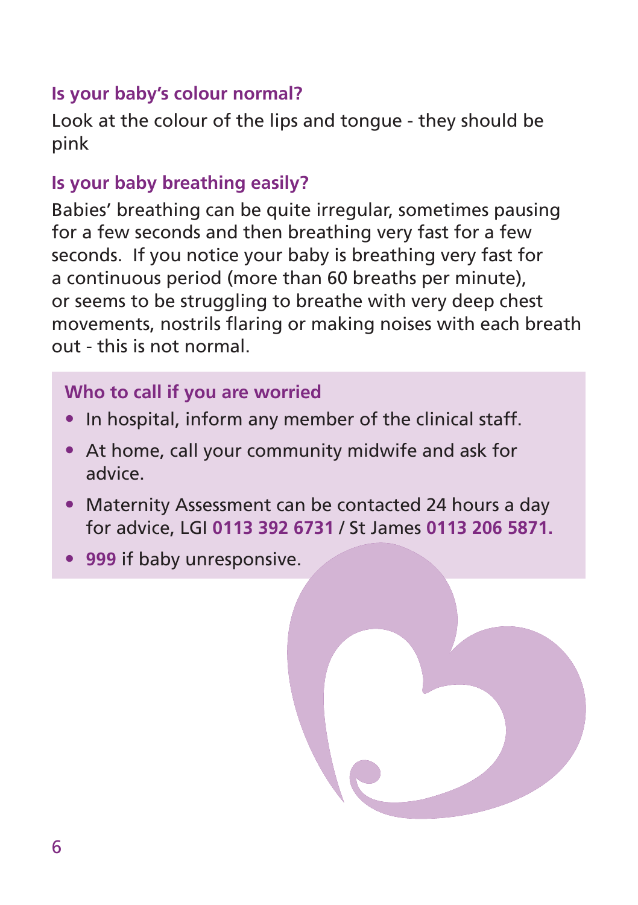### Is your baby's colour normal?

Look at the colour of the lips and tongue - they should be pink

### Is your baby breathing easily?

Babies' breathing can be quite irregular, sometimes pausing for a few seconds and then breathing very fast for a few seconds. If you notice your baby is breathing very fast for a continuous period (more than 60 breaths per minute), or seems to be struggling to breathe with very deep chest movements, nostrils flaring or making noises with each breath out - this is not normal.

### Who to call if you are worried

- In hospital, inform any member of the clinical staff.
- At home, call your community midwife and ask for advice.
- Maternity Assessment can be contacted 24 hours a day for advice, LGI **0113 392 6731** / St James **0113 206 5871.**
- **999** if baby unresponsive.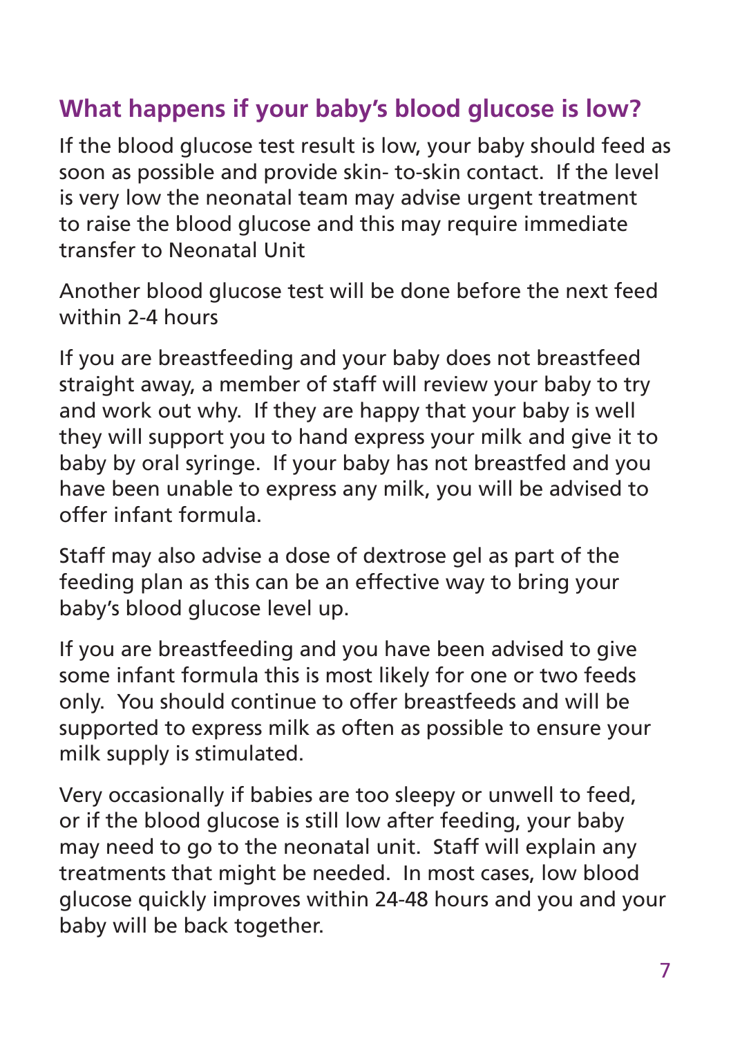## What happens if your baby's blood glucose is low?

If the blood glucose test result is low, your baby should feed as soon as possible and provide skin- to-skin contact. If the level is very low the neonatal team may advise urgent treatment to raise the blood glucose and this may require immediate transfer to Neonatal Unit

Another blood glucose test will be done before the next feed within 2-4 hours

If you are breastfeeding and your baby does not breastfeed straight away, a member of staff will review your baby to try and work out why. If they are happy that your baby is well they will support you to hand express your milk and give it to baby by oral syringe. If your baby has not breastfed and you have been unable to express any milk, you will be advised to offer infant formula.

Staff may also advise a dose of dextrose gel as part of the feeding plan as this can be an effective way to bring your baby's blood glucose level up.

If you are breastfeeding and you have been advised to give some infant formula this is most likely for one or two feeds only. You should continue to offer breastfeeds and will be supported to express milk as often as possible to ensure your milk supply is stimulated.

Very occasionally if babies are too sleepy or unwell to feed, or if the blood glucose is still low after feeding, your baby may need to go to the neonatal unit. Staff will explain any treatments that might be needed. In most cases, low blood glucose quickly improves within 24-48 hours and you and your baby will be back together.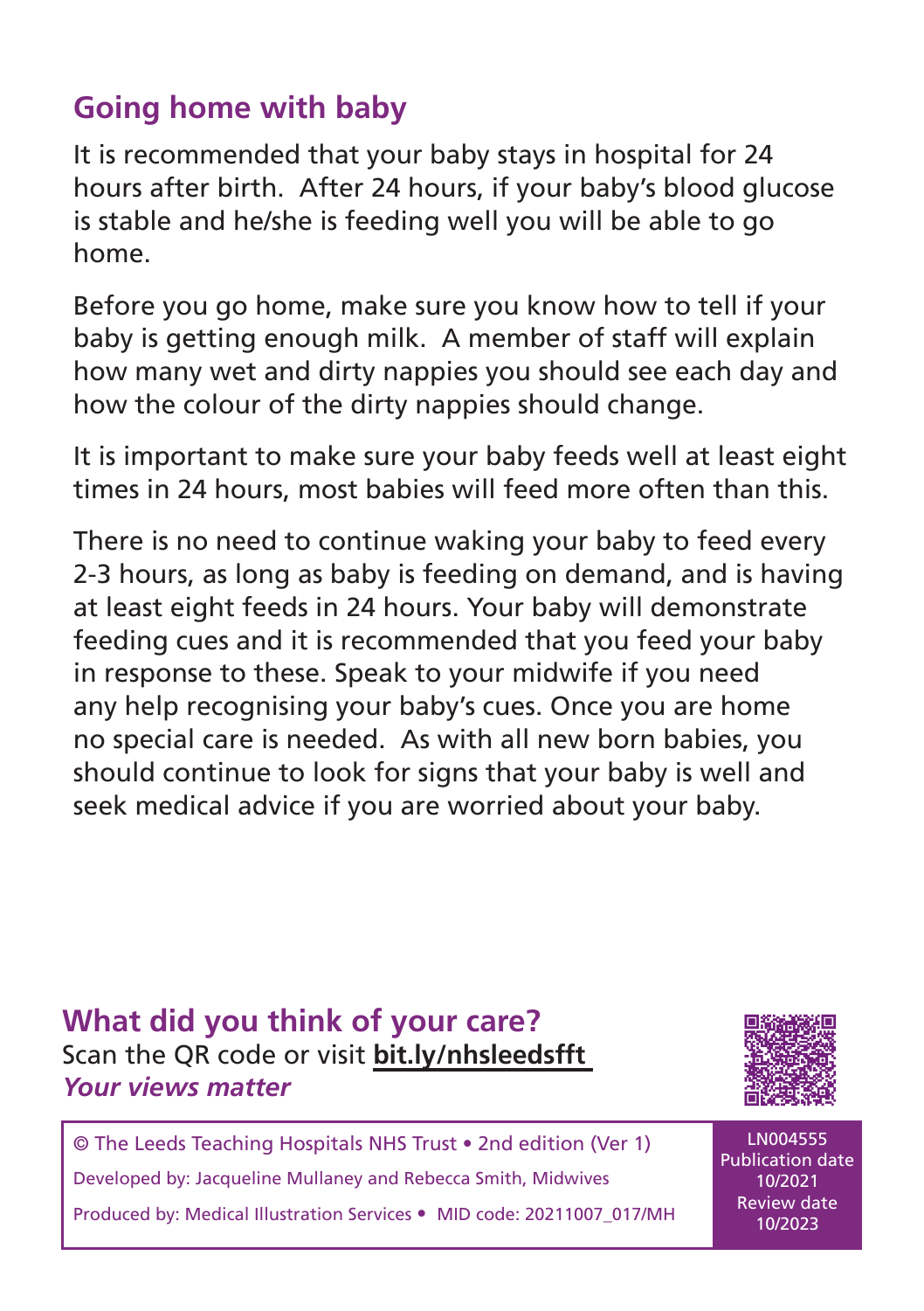## Going home with baby

It is recommended that your baby stays in hospital for 24 hours after birth. After 24 hours, if your baby's blood glucose is stable and he/she is feeding well you will be able to go home.

Before you go home, make sure you know how to tell if your baby is getting enough milk. A member of staff will explain how many wet and dirty nappies you should see each day and how the colour of the dirty nappies should change.

It is important to make sure your baby feeds well at least eight times in 24 hours, most babies will feed more often than this.

There is no need to continue waking your baby to feed every 2-3 hours, as long as baby is feeding on demand, and is having at least eight feeds in 24 hours. Your baby will demonstrate feeding cues and it is recommended that you feed your baby in response to these. Speak to your midwife if you need any help recognising your baby's cues. Once you are home no special care is needed. As with all new born babies, you should continue to look for signs that your baby is well and seek medical advice if you are worried about your baby.

## What did you think of your care?

Scan the QR code or visit **bit.ly/nhsleedsfft**

***Your views matter***

© The Leeds Teaching Hospitals NHS Trust • 2nd edition (Ver 1)

Developed by: Jacqueline Mullaney and Rebecca Smith, Midwives

Produced by: Medical Illustration Services • MID code: 20211007_017/MH

LN004555
Publication date 10/2021
Review date 10/2023